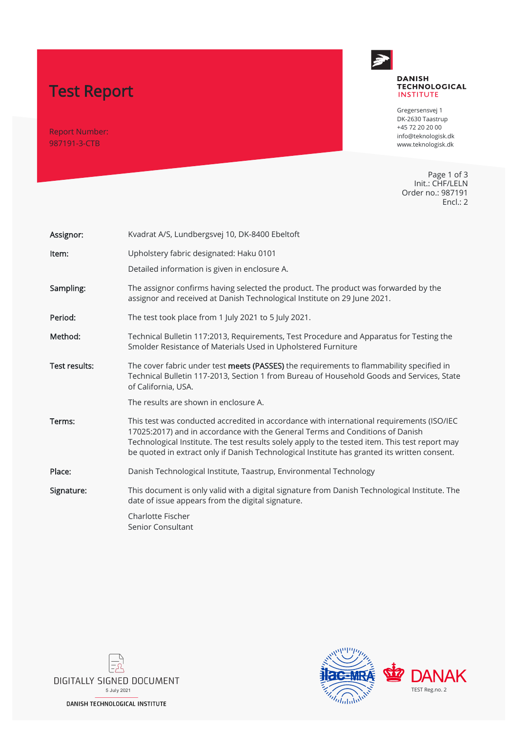# Test Report

Report Number:
987191-3-CTB

**DANISH TECHNOLOGICAL INSTITUTE**

Gregersensvej 1
DK-2630 Taastrup
+45 72 20 20 00
info@teknologisk.dk
www.teknologisk.dk

Init.: CHF/LELN
Order no.: 987191
Encl.: 2

| | |
|---|---|
| **Assignor:** | Kvadrat A/S, Lundbergsvej 10, DK-8400 Ebeltoft |
| **Item:** | Upholstery fabric designated: Haku 0101<br><br>Detailed information is given in enclosure A. |
| **Sampling:** | The assignor confirms having selected the product. The product was forwarded by the assignor and received at Danish Technological Institute on 29 June 2021. |
| **Period:** | The test took place from 1 July 2021 to 5 July 2021. |
| **Method:** | Technical Bulletin 117:2013, Requirements, Test Procedure and Apparatus for Testing the Smolder Resistance of Materials Used in Upholstered Furniture |
| **Test results:** | The cover fabric under test **meets (PASSES)** the requirements to flammability specified in Technical Bulletin 117-2013, Section 1 from Bureau of Household Goods and Services, State of California, USA.<br><br>The results are shown in enclosure A. |
| **Terms:** | This test was conducted accredited in accordance with international requirements (ISO/IEC 17025:2017) and in accordance with the General Terms and Conditions of Danish Technological Institute. The test results solely apply to the tested item. This test report may be quoted in extract only if Danish Technological Institute has granted its written consent. |
| **Place:** | Danish Technological Institute, Taastrup, Environmental Technology |
| **Signature:** | This document is only valid with a digital signature from Danish Technological Institute. The date of issue appears from the digital signature.<br><br>Charlotte Fischer<br>Senior Consultant |

DIGITALLY SIGNED DOCUMENT
5 July 2021
DANISH TECHNOLOGICAL INSTITUTE

ilac-MRA

DANAK
TEST Reg.no. 2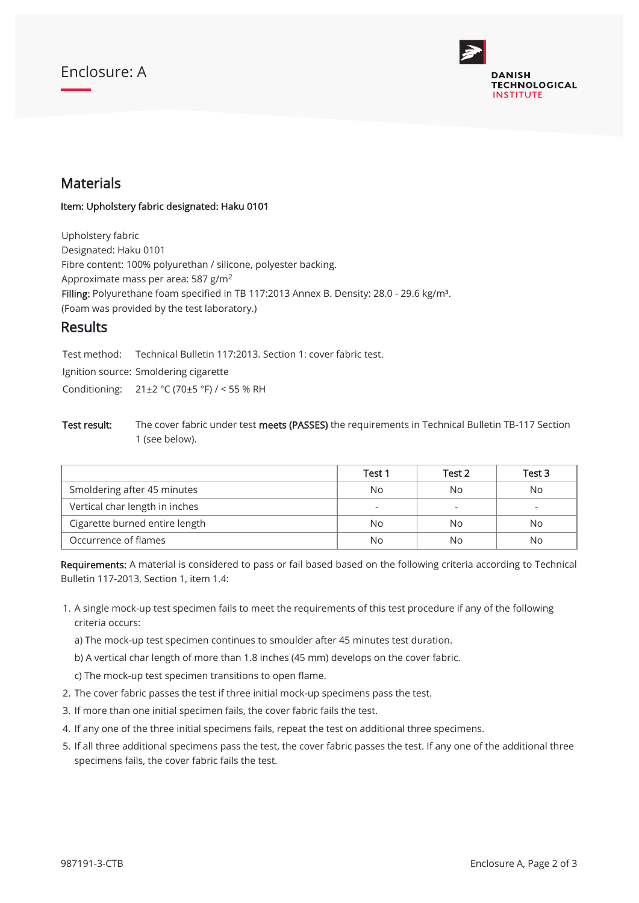Enclosure: A

## Materials

**Item: Upholstery fabric designated: Haku 0101**

Upholstery fabric
Designated: Haku 0101
Fibre content: 100% polyurethan / silicone, polyester backing.
Approximate mass per area: 587 g/m$^2$
**Filling:** Polyurethane foam specified in TB 117:2013 Annex B. Density: 28.0 - 29.6 kg/m$^3$.
(Foam was provided by the test laboratory.)

## Results

| | |
|---|---|
| Test method: | Technical Bulletin 117:2013. Section 1: cover fabric test. |
| Ignition source: | Smoldering cigarette |
| Conditioning: | 21±2 °C (70±5 °F) / < 55 % RH |

**Test result:** The cover fabric under test **meets (PASSES)** the requirements in Technical Bulletin TB-117 Section 1 (see below).

| | Test 1 | Test 2 | Test 3 |
|---|---|---|---|
| Smoldering after 45 minutes | No | No | No |
| Vertical char length in inches | - | - | - |
| Cigarette burned entire length | No | No | No |
| Occurrence of flames | No | No | No |

**Requirements:** A material is considered to pass or fail based based on the following criteria according to Technical Bulletin 117-2013, Section 1, item 1.4:

1. A single mock-up test specimen fails to meet the requirements of this test procedure if any of the following criteria occurs:

   a) The mock-up test specimen continues to smoulder after 45 minutes test duration.

   b) A vertical char length of more than 1.8 inches (45 mm) develops on the cover fabric.

   c) The mock-up test specimen transitions to open flame.
2. The cover fabric passes the test if three initial mock-up specimens pass the test.
3. If more than one initial specimen fails, the cover fabric fails the test.
4. If any one of the three initial specimens fails, repeat the test on additional three specimens.
5. If all three additional specimens pass the test, the cover fabric passes the test. If any one of the additional three specimens fails, the cover fabric fails the test.

987191-3-CTB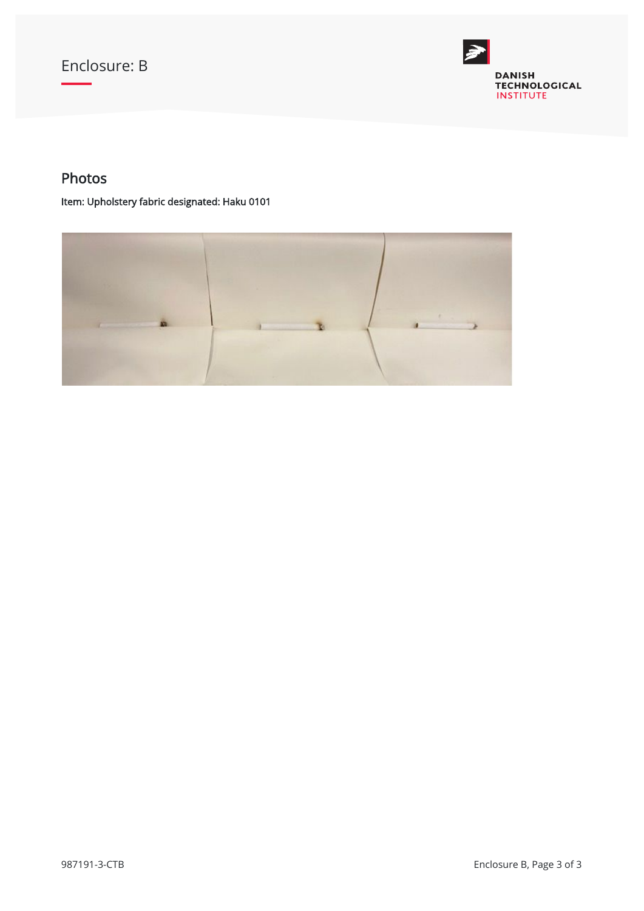Enclosure: B

## Photos

**Item: Upholstery fabric designated: Haku 0101**